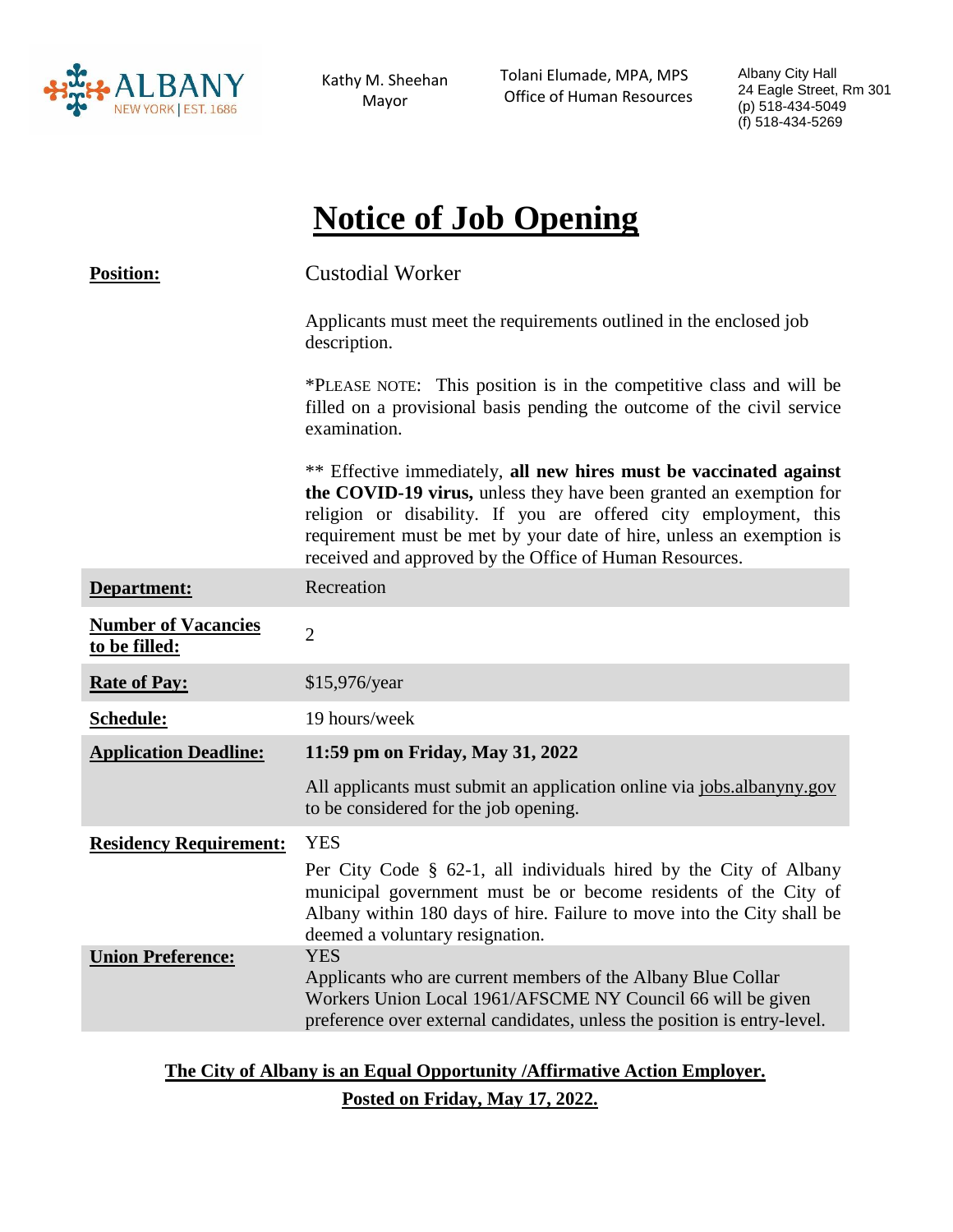ALBANY NEW YORK | EST. 1686

Kathy M. Sheehan
Mayor

Tolani Elumade, MPA, MPS
Office of Human Resources

Albany City Hall
24 Eagle Street, Rm 301
(p) 518-434-5049
(f) 518-434-5269

# Notice of Job Opening

| | |
|---|---|
| **Position:** | Custodial Worker<br><br>Applicants must meet the requirements outlined in the enclosed job description.<br><br>*PLEASE NOTE: This position is in the competitive class and will be filled on a provisional basis pending the outcome of the civil service examination.<br><br>** Effective immediately, **all new hires must be vaccinated against the COVID-19 virus,** unless they have been granted an exemption for religion or disability. If you are offered city employment, this requirement must be met by your date of hire, unless an exemption is received and approved by the Office of Human Resources. |
| **Department:** | Recreation |
| **Number of Vacancies to be filled:** | 2 |
| **Rate of Pay:** | $15,976/year |
| **Schedule:** | 19 hours/week |
| **Application Deadline:** | **11:59 pm on Friday, May 31, 2022**<br><br>All applicants must submit an application online via jobs.albanyny.gov to be considered for the job opening. |
| **Residency Requirement:** | YES<br><br>Per City Code § 62-1, all individuals hired by the City of Albany municipal government must be or become residents of the City of Albany within 180 days of hire. Failure to move into the City shall be deemed a voluntary resignation. |
| **Union Preference:** | YES<br>Applicants who are current members of the Albany Blue Collar Workers Union Local 1961/AFSCME NY Council 66 will be given preference over external candidates, unless the position is entry-level. |

**The City of Albany is an Equal Opportunity /Affirmative Action Employer.**

**Posted on Friday, May 17, 2022.**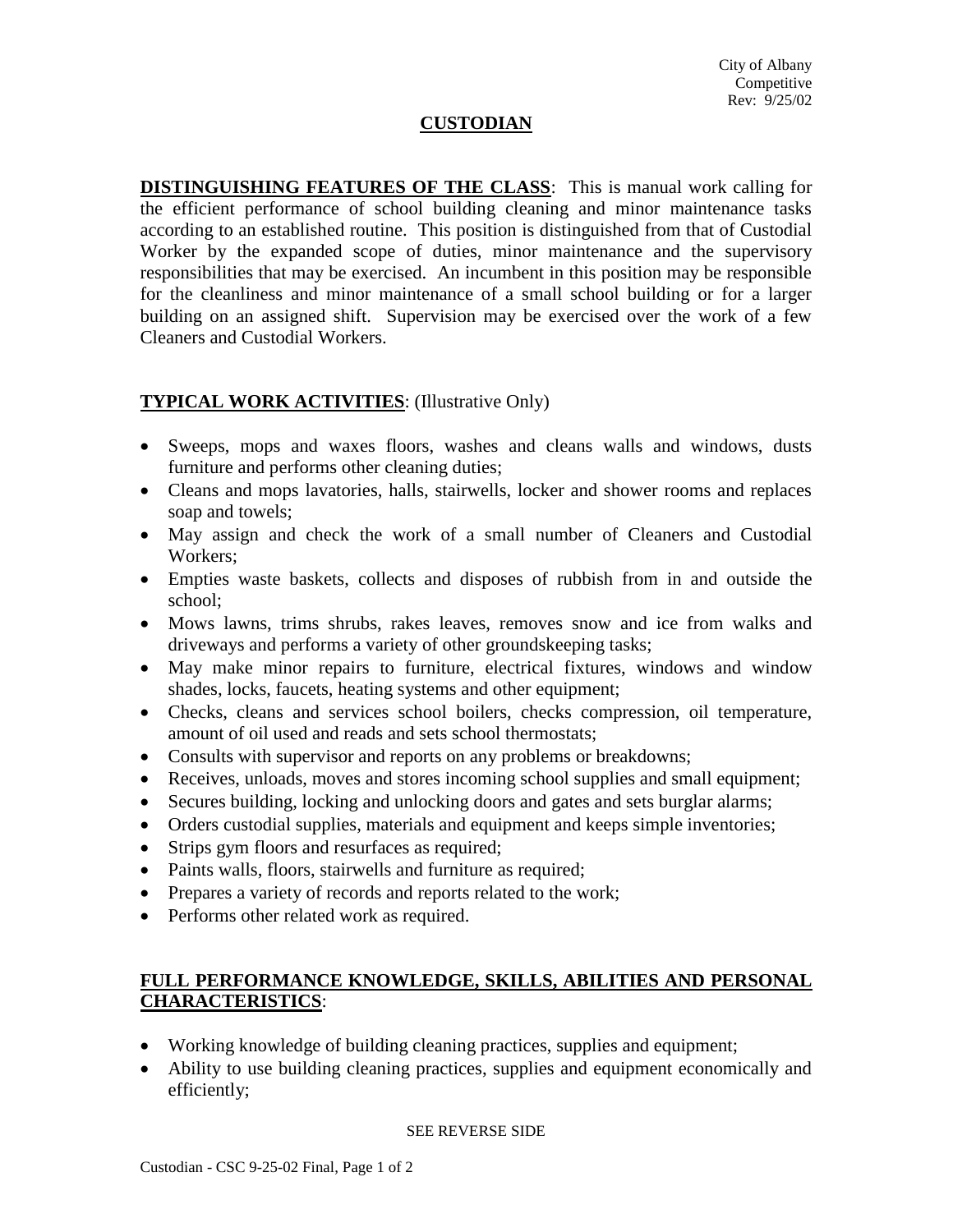City of Albany
Competitive
Rev: 9/25/02

# CUSTODIAN

**DISTINGUISHING FEATURES OF THE CLASS**: This is manual work calling for the efficient performance of school building cleaning and minor maintenance tasks according to an established routine. This position is distinguished from that of Custodial Worker by the expanded scope of duties, minor maintenance and the supervisory responsibilities that may be exercised. An incumbent in this position may be responsible for the cleanliness and minor maintenance of a small school building or for a larger building on an assigned shift. Supervision may be exercised over the work of a few Cleaners and Custodial Workers.

## TYPICAL WORK ACTIVITIES: (Illustrative Only)

- Sweeps, mops and waxes floors, washes and cleans walls and windows, dusts furniture and performs other cleaning duties;
- Cleans and mops lavatories, halls, stairwells, locker and shower rooms and replaces soap and towels;
- May assign and check the work of a small number of Cleaners and Custodial Workers;
- Empties waste baskets, collects and disposes of rubbish from in and outside the school;
- Mows lawns, trims shrubs, rakes leaves, removes snow and ice from walks and driveways and performs a variety of other groundskeeping tasks;
- May make minor repairs to furniture, electrical fixtures, windows and window shades, locks, faucets, heating systems and other equipment;
- Checks, cleans and services school boilers, checks compression, oil temperature, amount of oil used and reads and sets school thermostats;
- Consults with supervisor and reports on any problems or breakdowns;
- Receives, unloads, moves and stores incoming school supplies and small equipment;
- Secures building, locking and unlocking doors and gates and sets burglar alarms;
- Orders custodial supplies, materials and equipment and keeps simple inventories;
- Strips gym floors and resurfaces as required;
- Paints walls, floors, stairwells and furniture as required;
- Prepares a variety of records and reports related to the work;
- Performs other related work as required.

## FULL PERFORMANCE KNOWLEDGE, SKILLS, ABILITIES AND PERSONAL CHARACTERISTICS:

- Working knowledge of building cleaning practices, supplies and equipment;
- Ability to use building cleaning practices, supplies and equipment economically and efficiently;

SEE REVERSE SIDE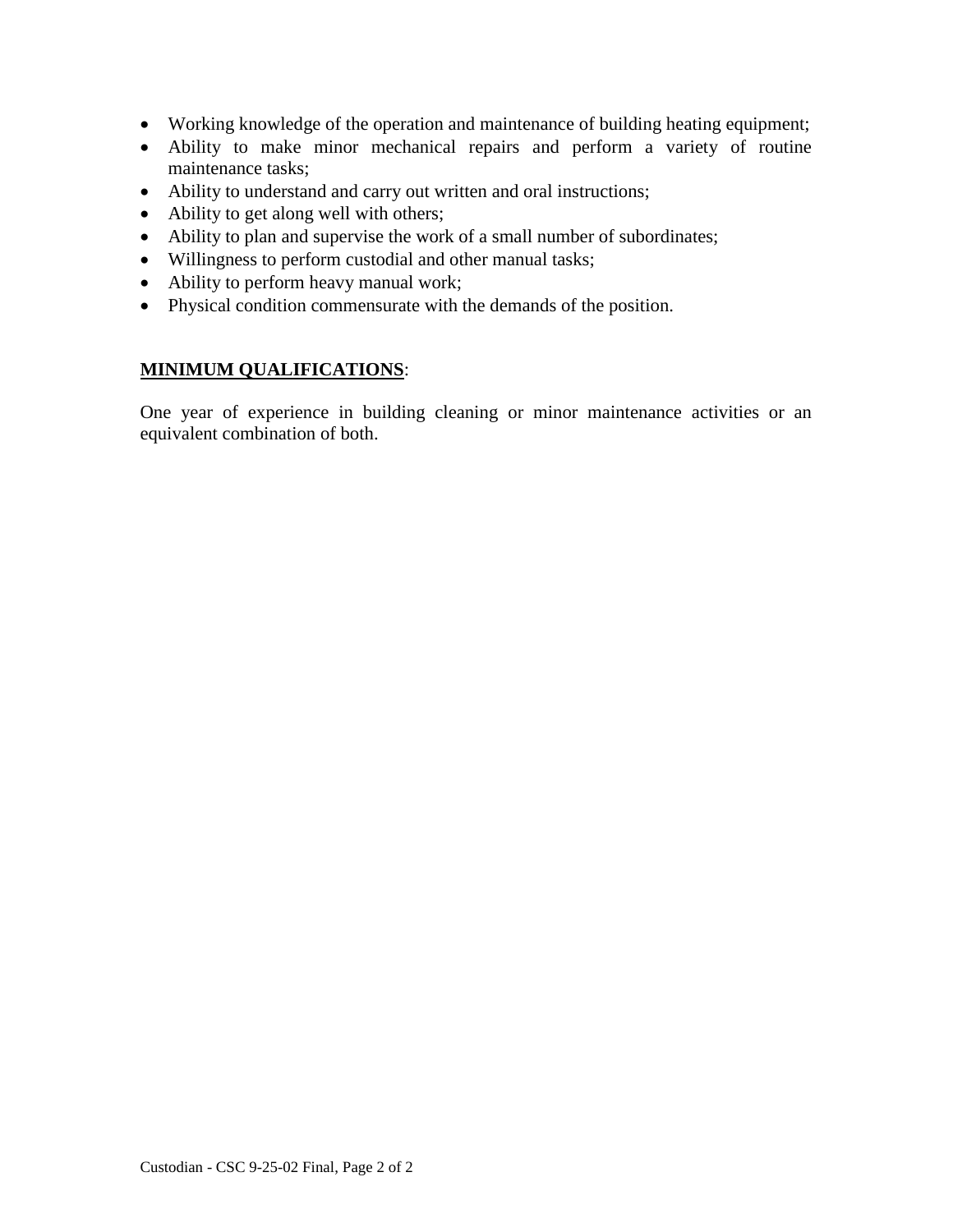- Working knowledge of the operation and maintenance of building heating equipment;
- Ability to make minor mechanical repairs and perform a variety of routine maintenance tasks;
- Ability to understand and carry out written and oral instructions;
- Ability to get along well with others;
- Ability to plan and supervise the work of a small number of subordinates;
- Willingness to perform custodial and other manual tasks;
- Ability to perform heavy manual work;
- Physical condition commensurate with the demands of the position.

**MINIMUM QUALIFICATIONS**:

One year of experience in building cleaning or minor maintenance activities or an equivalent combination of both.